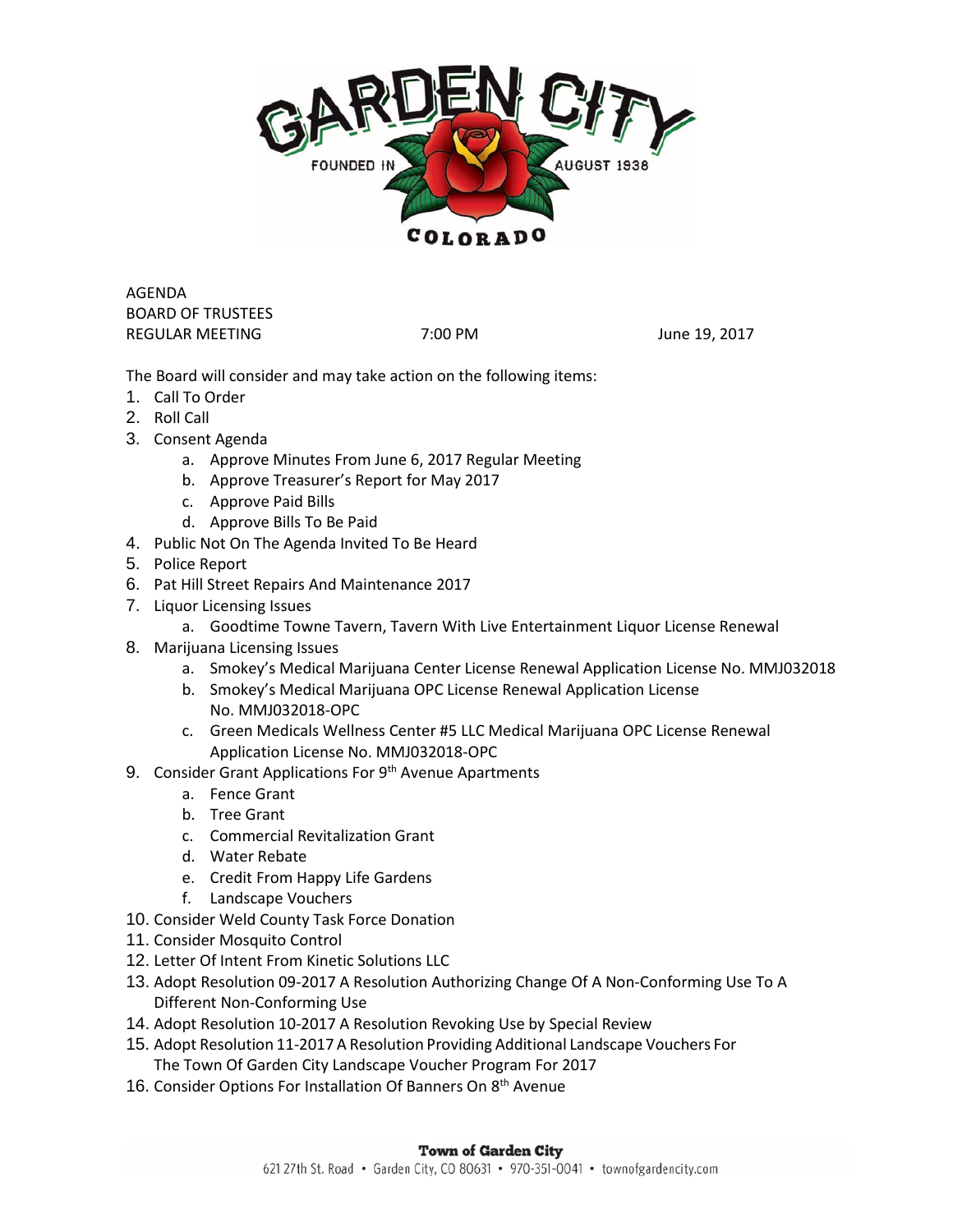AGENDA
BOARD OF TRUSTEES
REGULAR MEETING 7:00 PM June 19, 2017

The Board will consider and may take action on the following items:

1. Call To Order
2. Roll Call
3. Consent Agenda
    a. Approve Minutes From June 6, 2017 Regular Meeting
    b. Approve Treasurer's Report for May 2017
    c. Approve Paid Bills
    d. Approve Bills To Be Paid
4. Public Not On The Agenda Invited To Be Heard
5. Police Report
6. Pat Hill Street Repairs And Maintenance 2017
7. Liquor Licensing Issues
    a. Goodtime Towne Tavern, Tavern With Live Entertainment Liquor License Renewal
8. Marijuana Licensing Issues
    a. Smokey's Medical Marijuana Center License Renewal Application License No. MMJ032018
    b. Smokey's Medical Marijuana OPC License Renewal Application License No. MMJ032018-OPC
    c. Green Medicals Wellness Center #5 LLC Medical Marijuana OPC License Renewal Application License No. MMJ032018-OPC
9. Consider Grant Applications For 9th Avenue Apartments
    a. Fence Grant
    b. Tree Grant
    c. Commercial Revitalization Grant
    d. Water Rebate
    e. Credit From Happy Life Gardens
    f. Landscape Vouchers
10. Consider Weld County Task Force Donation
11. Consider Mosquito Control
12. Letter Of Intent From Kinetic Solutions LLC
13. Adopt Resolution 09-2017 A Resolution Authorizing Change Of A Non-Conforming Use To A Different Non-Conforming Use
14. Adopt Resolution 10-2017 A Resolution Revoking Use by Special Review
15. Adopt Resolution 11-2017 A Resolution Providing Additional Landscape Vouchers For The Town Of Garden City Landscape Voucher Program For 2017
16. Consider Options For Installation Of Banners On 8th Avenue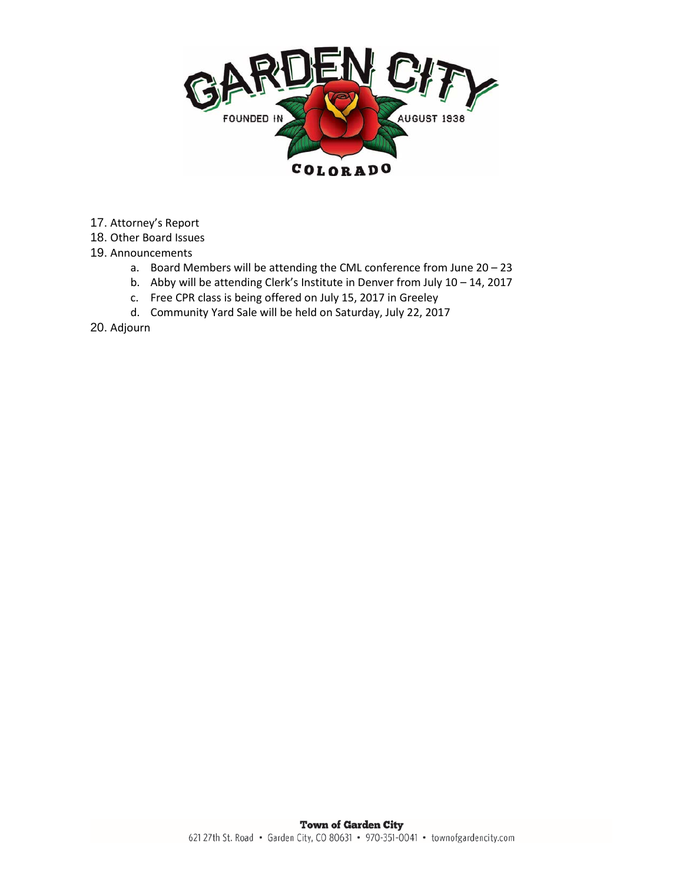17. Attorney's Report
18. Other Board Issues
19. Announcements
    a. Board Members will be attending the CML conference from June 20 – 23
    b. Abby will be attending Clerk's Institute in Denver from July 10 – 14, 2017
    c. Free CPR class is being offered on July 15, 2017 in Greeley
    d. Community Yard Sale will be held on Saturday, July 22, 2017
20. Adjourn